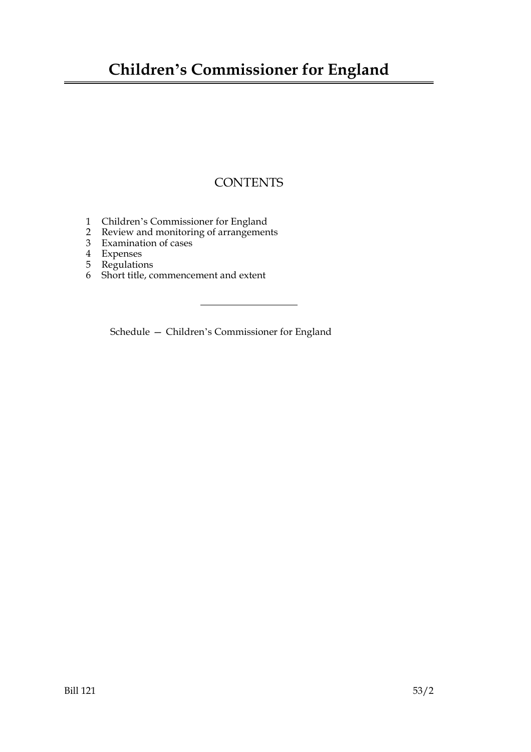# Children's Commissioner for England

## CONTENTS

1 Children's Commissioner for England
2 Review and monitoring of arrangements
3 Examination of cases
4 Expenses
5 Regulations
6 Short title, commencement and extent

---

Schedule — Children's Commissioner for England

Bill 121 53/2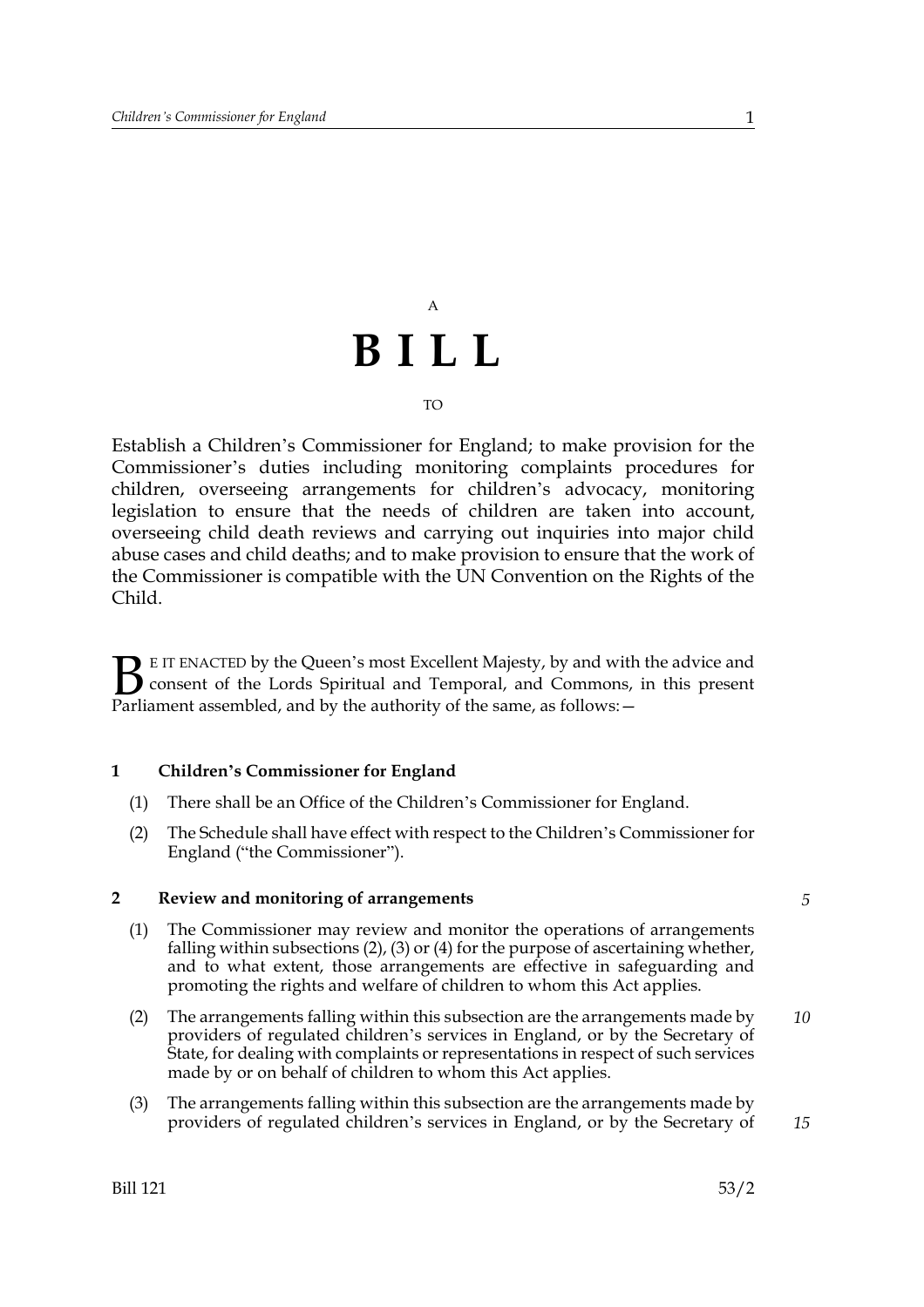A

# B I L L

TO

Establish a Children's Commissioner for England; to make provision for the Commissioner's duties including monitoring complaints procedures for children, overseeing arrangements for children's advocacy, monitoring legislation to ensure that the needs of children are taken into account, overseeing child death reviews and carrying out inquiries into major child abuse cases and child deaths; and to make provision to ensure that the work of the Commissioner is compatible with the UN Convention on the Rights of the Child.

BE IT ENACTED by the Queen's most Excellent Majesty, by and with the advice and consent of the Lords Spiritual and Temporal, and Commons, in this present Parliament assembled, and by the authority of the same, as follows:—

### 1 Children's Commissioner for England

(1) There shall be an Office of the Children's Commissioner for England.

(2) The Schedule shall have effect with respect to the Children's Commissioner for England ("the Commissioner").

### 2 Review and monitoring of arrangements

(1) The Commissioner may review and monitor the operations of arrangements falling within subsections (2), (3) or (4) for the purpose of ascertaining whether, and to what extent, those arrangements are effective in safeguarding and promoting the rights and welfare of children to whom this Act applies.

(2) The arrangements falling within this subsection are the arrangements made by providers of regulated children's services in England, or by the Secretary of State, for dealing with complaints or representations in respect of such services made by or on behalf of children to whom this Act applies.

(3) The arrangements falling within this subsection are the arrangements made by providers of regulated children's services in England, or by the Secretary of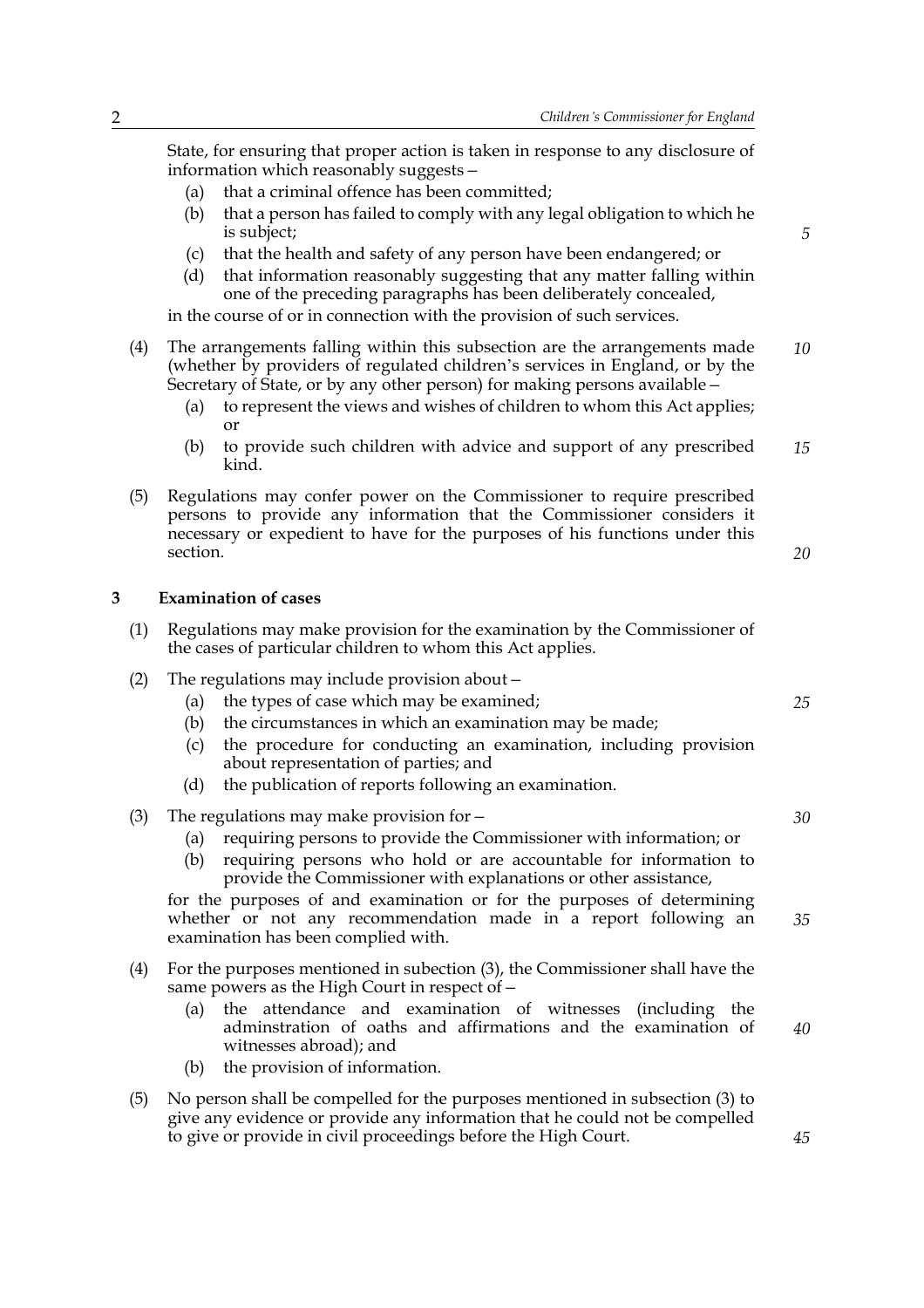State, for ensuring that proper action is taken in response to any disclosure of information which reasonably suggests –

(a) that a criminal offence has been committed;

(b) that a person has failed to comply with any legal obligation to which he is subject;

(c) that the health and safety of any person have been endangered; or

(d) that information reasonably suggesting that any matter falling within one of the preceding paragraphs has been deliberately concealed,

in the course of or in connection with the provision of such services.

(4) The arrangements falling within this subsection are the arrangements made (whether by providers of regulated children's services in England, or by the Secretary of State, or by any other person) for making persons available –

(a) to represent the views and wishes of children to whom this Act applies; or

(b) to provide such children with advice and support of any prescribed kind.

(5) Regulations may confer power on the Commissioner to require prescribed persons to provide any information that the Commissioner considers it necessary or expedient to have for the purposes of his functions under this section.

## 3 Examination of cases

(1) Regulations may make provision for the examination by the Commissioner of the cases of particular children to whom this Act applies.

(2) The regulations may include provision about –

(a) the types of case which may be examined;

(b) the circumstances in which an examination may be made;

(c) the procedure for conducting an examination, including provision about representation of parties; and

(d) the publication of reports following an examination.

(3) The regulations may make provision for –

(a) requiring persons to provide the Commissioner with information; or

(b) requiring persons who hold or are accountable for information to provide the Commissioner with explanations or other assistance,

for the purposes of and examination or for the purposes of determining whether or not any recommendation made in a report following an examination has been complied with.

(4) For the purposes mentioned in subsection (3), the Commissioner shall have the same powers as the High Court in respect of –

(a) the attendance and examination of witnesses (including the adminstration of oaths and affirmations and the examination of witnesses abroad); and

(b) the provision of information.

(5) No person shall be compelled for the purposes mentioned in subsection (3) to give any evidence or provide any information that he could not be compelled to give or provide in civil proceedings before the High Court.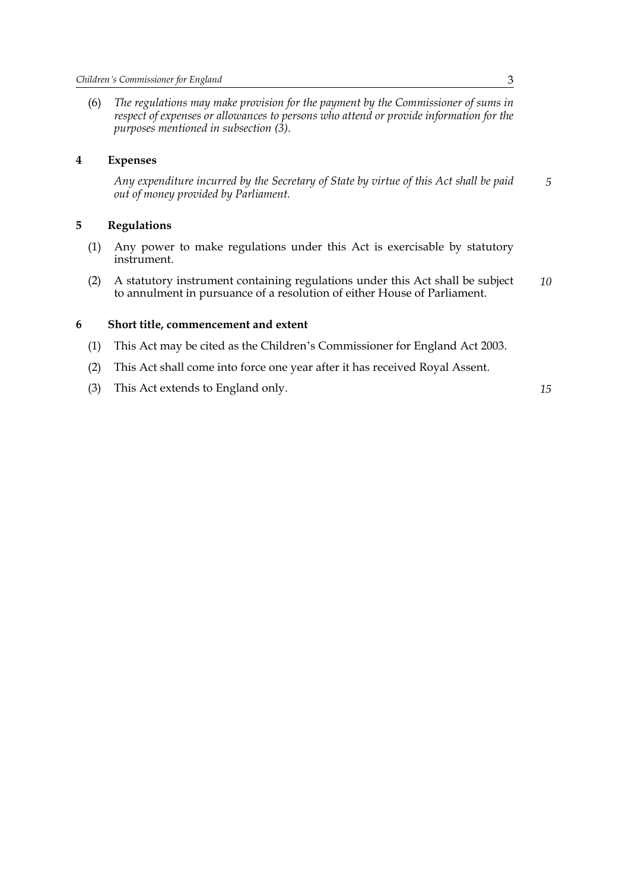(6) *The regulations may make provision for the payment by the Commissioner of sums in respect of expenses or allowances to persons who attend or provide information for the purposes mentioned in subsection (3).*

## 4 Expenses

*Any expenditure incurred by the Secretary of State by virtue of this Act shall be paid out of money provided by Parliament.*

## 5 Regulations

(1) Any power to make regulations under this Act is exercisable by statutory instrument.

(2) A statutory instrument containing regulations under this Act shall be subject to annulment in pursuance of a resolution of either House of Parliament.

## 6 Short title, commencement and extent

(1) This Act may be cited as the Children's Commissioner for England Act 2003.

(2) This Act shall come into force one year after it has received Royal Assent.

(3) This Act extends to England only.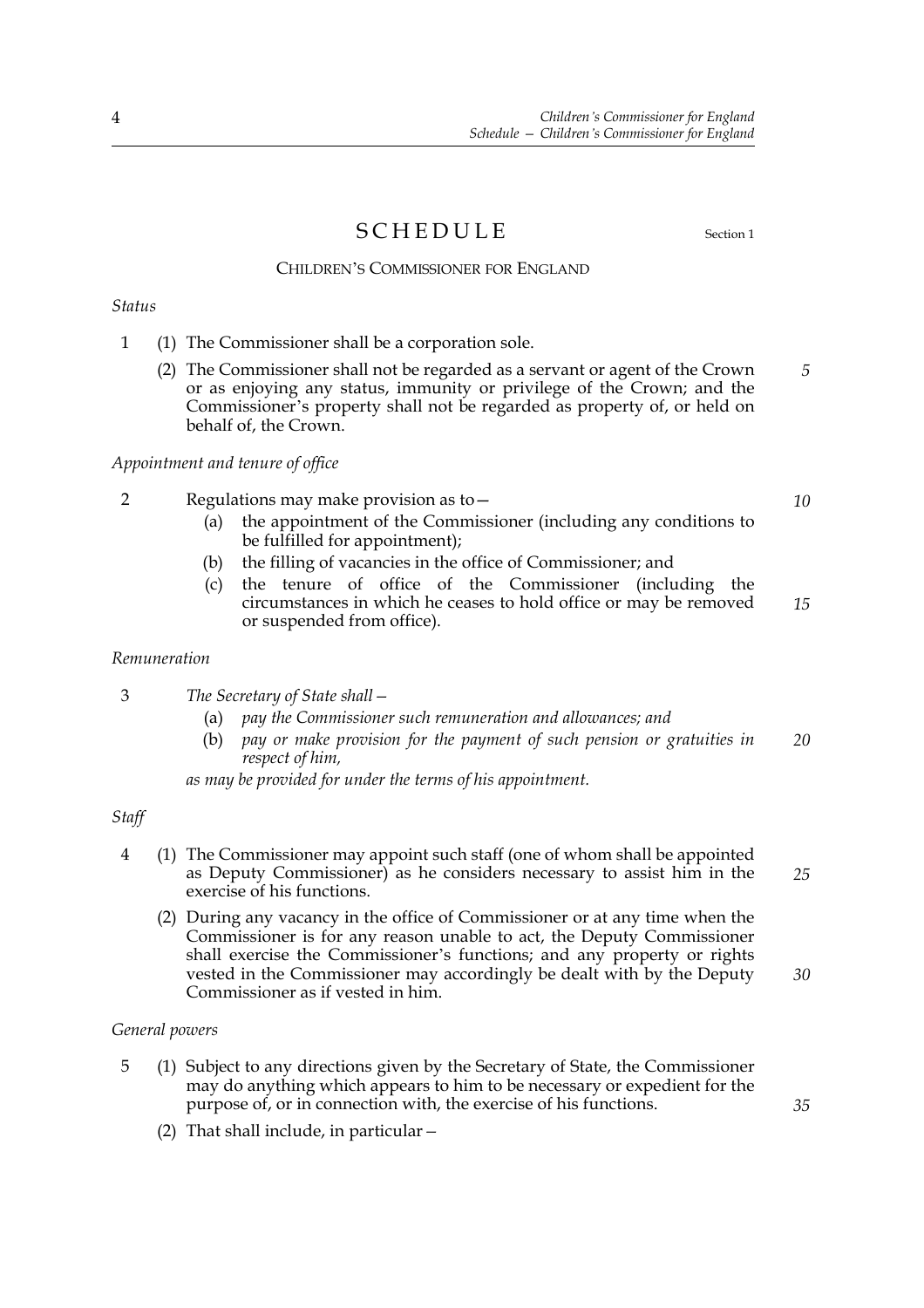# SCHEDULE

Section 1

CHILDREN'S COMMISSIONER FOR ENGLAND

*Status*

1 (1) The Commissioner shall be a corporation sole.

(2) The Commissioner shall not be regarded as a servant or agent of the Crown or as enjoying any status, immunity or privilege of the Crown; and the Commissioner's property shall not be regarded as property of, or held on behalf of, the Crown.

*Appointment and tenure of office*

2 Regulations may make provision as to—

(a) the appointment of the Commissioner (including any conditions to be fulfilled for appointment);

(b) the filling of vacancies in the office of Commissioner; and

(c) the tenure of office of the Commissioner (including the circumstances in which he ceases to hold office or may be removed or suspended from office).

*Remuneration*

3 *The Secretary of State shall—*

*(a) pay the Commissioner such remuneration and allowances; and*

*(b) pay or make provision for the payment of such pension or gratuities in respect of him,*

*as may be provided for under the terms of his appointment.*

*Staff*

4 (1) The Commissioner may appoint such staff (one of whom shall be appointed as Deputy Commissioner) as he considers necessary to assist him in the exercise of his functions.

(2) During any vacancy in the office of Commissioner or at any time when the Commissioner is for any reason unable to act, the Deputy Commissioner shall exercise the Commissioner's functions; and any property or rights vested in the Commissioner may accordingly be dealt with by the Deputy Commissioner as if vested in him.

*General powers*

5 (1) Subject to any directions given by the Secretary of State, the Commissioner may do anything which appears to him to be necessary or expedient for the purpose of, or in connection with, the exercise of his functions.

(2) That shall include, in particular—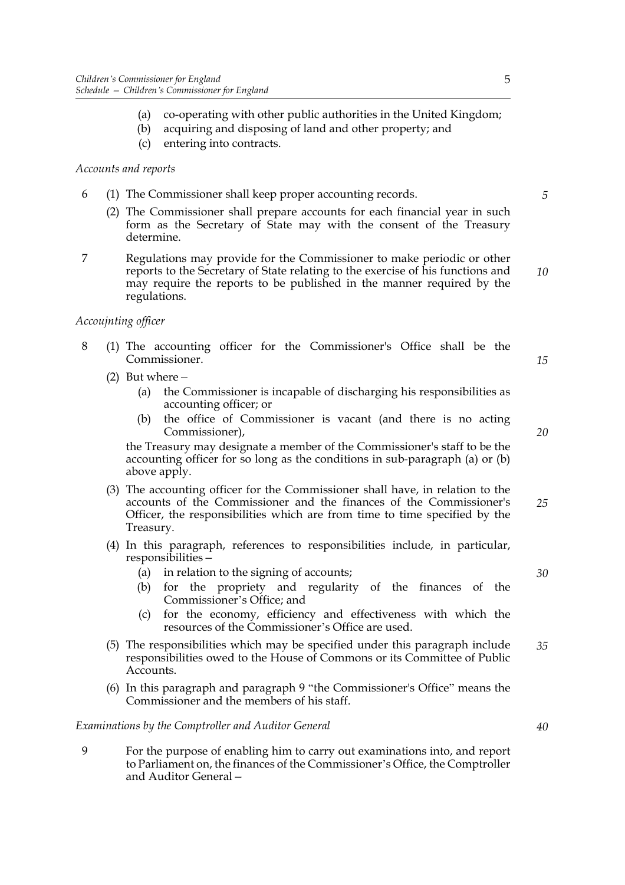(a) co-operating with other public authorities in the United Kingdom;
(b) acquiring and disposing of land and other property; and
(c) entering into contracts.

*Accounts and reports*

6 (1) The Commissioner shall keep proper accounting records.

(2) The Commissioner shall prepare accounts for each financial year in such form as the Secretary of State may with the consent of the Treasury determine.

7 Regulations may provide for the Commissioner to make periodic or other reports to the Secretary of State relating to the exercise of his functions and may require the reports to be published in the manner required by the regulations.

*Accoujnting officer*

8 (1) The accounting officer for the Commissioner's Office shall be the Commissioner.

(2) But where –

(a) the Commissioner is incapable of discharging his responsibilities as accounting officer; or

(b) the office of Commissioner is vacant (and there is no acting Commissioner),

the Treasury may designate a member of the Commissioner's staff to be the accounting officer for so long as the conditions in sub-paragraph (a) or (b) above apply.

(3) The accounting officer for the Commissioner shall have, in relation to the accounts of the Commissioner and the finances of the Commissioner's Officer, the responsibilities which are from time to time specified by the Treasury.

(4) In this paragraph, references to responsibilities include, in particular, responsibilities –

(a) in relation to the signing of accounts;

(b) for the propriety and regularity of the finances of the Commissioner's Office; and

(c) for the economy, efficiency and effectiveness with which the resources of the Commissioner's Office are used.

(5) The responsibilities which may be specified under this paragraph include responsibilities owed to the House of Commons or its Committee of Public Accounts.

(6) In this paragraph and paragraph 9 "the Commissioner's Office" means the Commissioner and the members of his staff.

*Examinations by the Comptroller and Auditor General*

9 For the purpose of enabling him to carry out examinations into, and report to Parliament on, the finances of the Commissioner's Office, the Comptroller and Auditor General –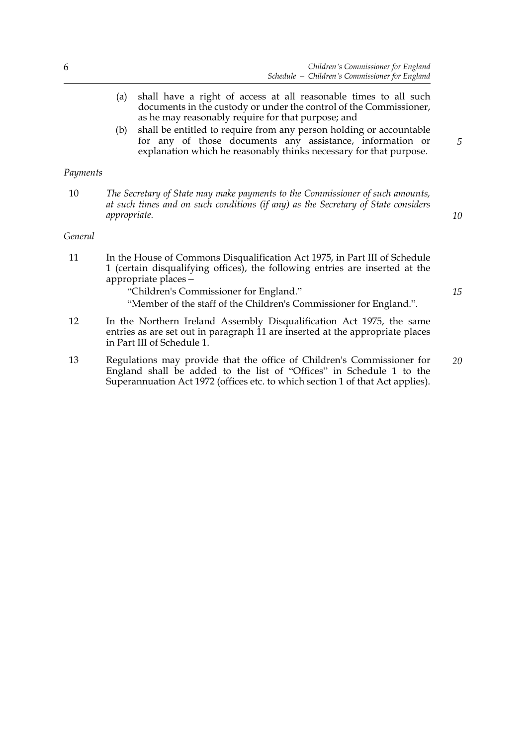(a) shall have a right of access at all reasonable times to all such documents in the custody or under the control of the Commissioner, as he may reasonably require for that purpose; and

(b) shall be entitled to require from any person holding or accountable for any of those documents any assistance, information or explanation which he reasonably thinks necessary for that purpose.

*Payments*

10 *The Secretary of State may make payments to the Commissioner of such amounts, at such times and on such conditions (if any) as the Secretary of State considers appropriate.*

*General*

11 In the House of Commons Disqualification Act 1975, in Part III of Schedule 1 (certain disqualifying offices), the following entries are inserted at the appropriate places—

"Children's Commissioner for England."

"Member of the staff of the Children's Commissioner for England.".

12 In the Northern Ireland Assembly Disqualification Act 1975, the same entries as are set out in paragraph 11 are inserted at the appropriate places in Part III of Schedule 1.

13 Regulations may provide that the office of Children's Commissioner for England shall be added to the list of "Offices" in Schedule 1 to the Superannuation Act 1972 (offices etc. to which section 1 of that Act applies).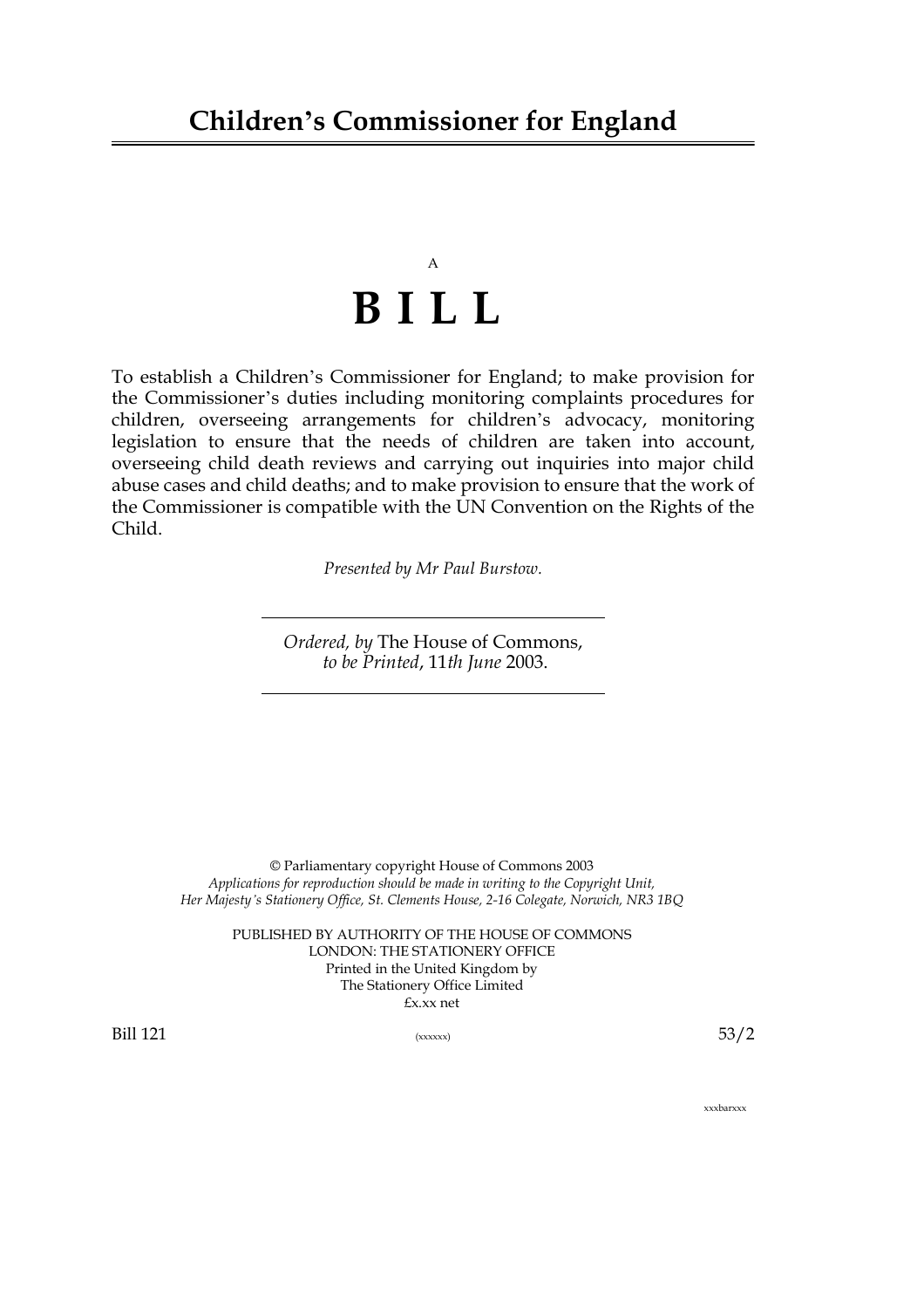# Children's Commissioner for England

A

# B I L L

To establish a Children's Commissioner for England; to make provision for the Commissioner's duties including monitoring complaints procedures for children, overseeing arrangements for children's advocacy, monitoring legislation to ensure that the needs of children are taken into account, overseeing child death reviews and carrying out inquiries into major child abuse cases and child deaths; and to make provision to ensure that the work of the Commissioner is compatible with the UN Convention on the Rights of the Child.

*Presented by Mr Paul Burstow.*

*Ordered, by* The House of Commons, *to be Printed*, 11*th June* 2003.

© Parliamentary copyright House of Commons 2003
*Applications for reproduction should be made in writing to the Copyright Unit, Her Majesty's Stationery Office, St. Clements House, 2-16 Colegate, Norwich, NR3 1BQ*

PUBLISHED BY AUTHORITY OF THE HOUSE OF COMMONS
LONDON: THE STATIONERY OFFICE
Printed in the United Kingdom by
The Stationery Office Limited
£x.xx net

Bill 121 (xxxxxx) 53/2

xxxbarxxx